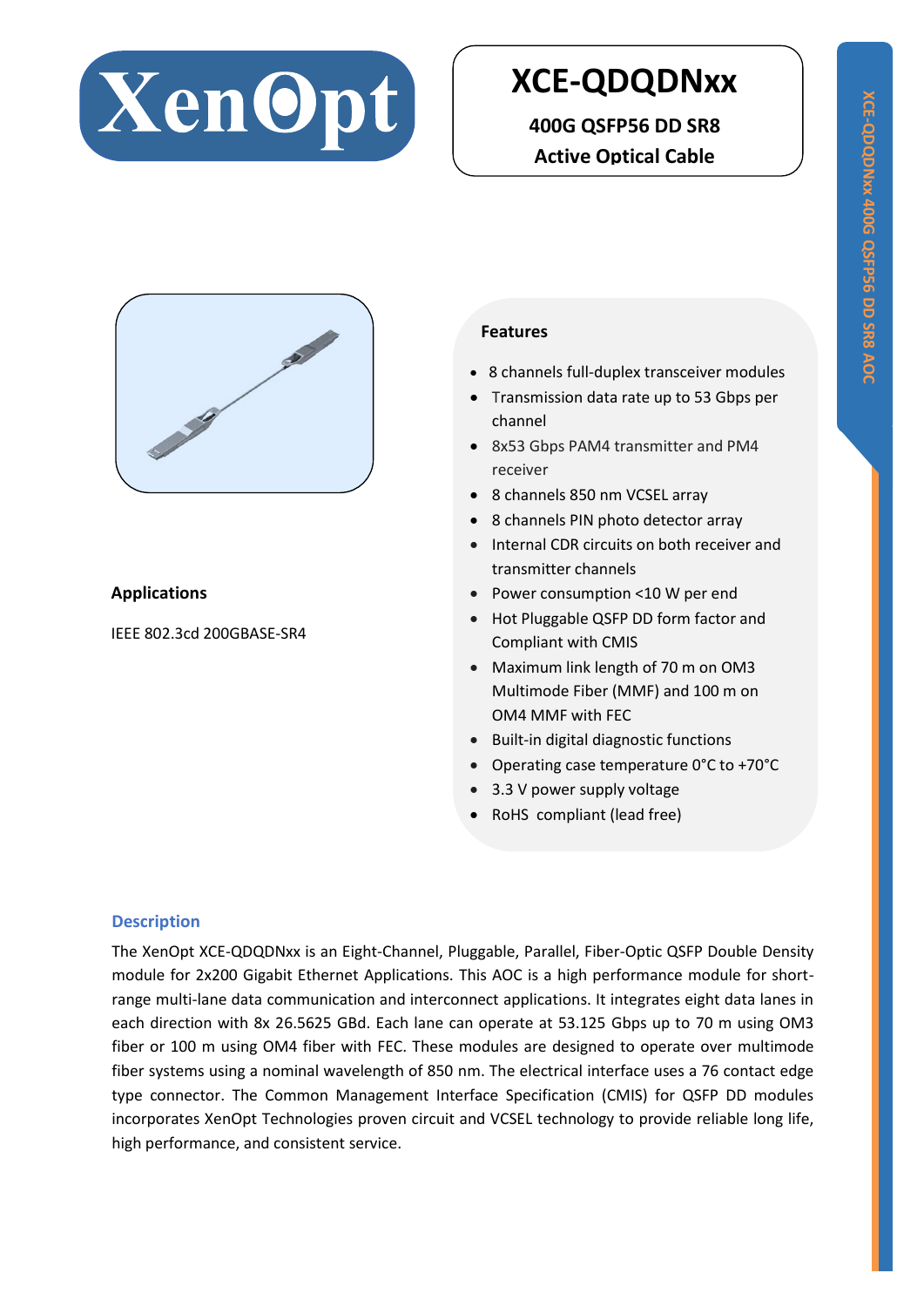# XenOpt

## XCE-QDQDNxx

**400G QSFP56 DD SR8**

**Active Optical Cable**

### Features

- 8 channels full-duplex transceiver modules
- Transmission data rate up to 53 Gbps per channel
- 8x53 Gbps PAM4 transmitter and PM4 receiver
- 8 channels 850 nm VCSEL array
- 8 channels PIN photo detector array
- Internal CDR circuits on both receiver and transmitter channels
- Power consumption <10 W per end
- Hot Pluggable QSFP DD form factor and Compliant with CMIS
- Maximum link length of 70 m on OM3 Multimode Fiber (MMF) and 100 m on OM4 MMF with FEC
- Built-in digital diagnostic functions
- Operating case temperature 0°C to +70°C
- 3.3 V power supply voltage
- RoHS compliant (lead free)

### Applications

IEEE 802.3cd 200GBASE-SR4

### Description

The XenOpt XCE-QDQDNxx is an Eight-Channel, Pluggable, Parallel, Fiber-Optic QSFP Double Density module for 2x200 Gigabit Ethernet Applications. This AOC is a high performance module for short-range multi-lane data communication and interconnect applications. It integrates eight data lanes in each direction with 8x 26.5625 GBd. Each lane can operate at 53.125 Gbps up to 70 m using OM3 fiber or 100 m using OM4 fiber with FEC. These modules are designed to operate over multimode fiber systems using a nominal wavelength of 850 nm. The electrical interface uses a 76 contact edge type connector. The Common Management Interface Specification (CMIS) for QSFP DD modules incorporates XenOpt Technologies proven circuit and VCSEL technology to provide reliable long life, high performance, and consistent service.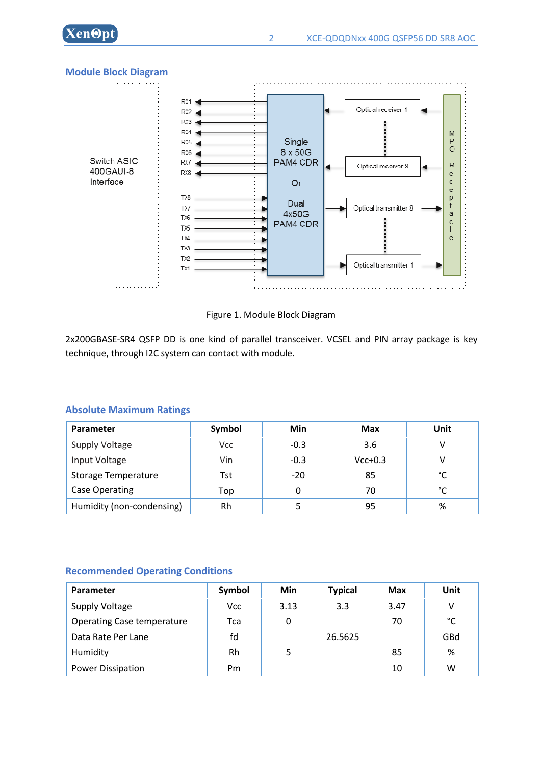## Module Block Diagram

Switch ASIC 400GAUI-8 Interface

RX1
RX2
RX3
RX4
RX5
RX6
RX7
RX8

TX8
TX7
TX6
TX5
TX4
TX3
TX2
TX1

Single 8 x 50G PAM4 CDR

Or

Dual 4x50G PAM4 CDR

Optical receiver 1

Optical receiver 8

Optical transmitter 8

Optical transmitter 1

MPO Receptacle

Figure 1. Module Block Diagram

2x200GBASE-SR4 QSFP DD is one kind of parallel transceiver. VCSEL and PIN array package is key technique, through I2C system can contact with module.

## Absolute Maximum Ratings

| Parameter | Symbol | Min | Max | Unit |
|---|---|---|---|---|
| Supply Voltage | Vcc | -0.3 | 3.6 | V |
| Input Voltage | Vin | -0.3 | Vcc+0.3 | V |
| Storage Temperature | Tst | -20 | 85 | °C |
| Case Operating | Top | 0 | 70 | °C |
| Humidity (non-condensing) | Rh | 5 | 95 | % |

## Recommended Operating Conditions

| Parameter | Symbol | Min | Typical | Max | Unit |
|---|---|---|---|---|---|
| Supply Voltage | Vcc | 3.13 | 3.3 | 3.47 | V |
| Operating Case temperature | Tca | 0 | | 70 | °C |
| Data Rate Per Lane | fd | | 26.5625 | | GBd |
| Humidity | Rh | 5 | | 85 | % |
| Power Dissipation | Pm | | | 10 | W |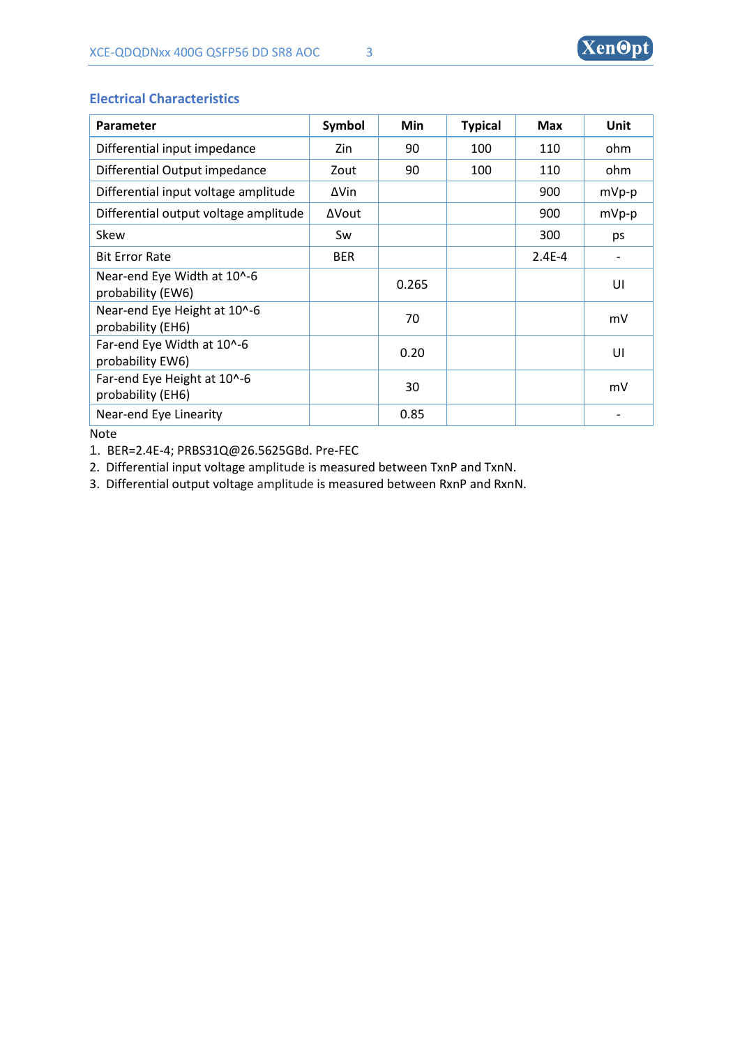## Electrical Characteristics

| Parameter | Symbol | Min | Typical | Max | Unit |
|---|---|---|---|---|---|
| Differential input impedance | Zin | 90 | 100 | 110 | ohm |
| Differential Output impedance | Zout | 90 | 100 | 110 | ohm |
| Differential input voltage amplitude | ΔVin | | | 900 | mVp-p |
| Differential output voltage amplitude | ΔVout | | | 900 | mVp-p |
| Skew | Sw | | | 300 | ps |
| Bit Error Rate | BER | | | 2.4E-4 | - |
| Near-end Eye Width at 10^-6 probability (EW6) | | 0.265 | | | UI |
| Near-end Eye Height at 10^-6 probability (EH6) | | 70 | | | mV |
| Far-end Eye Width at 10^-6 probability EW6) | | 0.20 | | | UI |
| Far-end Eye Height at 10^-6 probability (EH6) | | 30 | | | mV |
| Near-end Eye Linearity | | 0.85 | | | - |

Note

1. BER=2.4E-4; PRBS31Q@26.5625GBd. Pre-FEC
2. Differential input voltage amplitude is measured between TxnP and TxnN.
3. Differential output voltage amplitude is measured between RxnP and RxnN.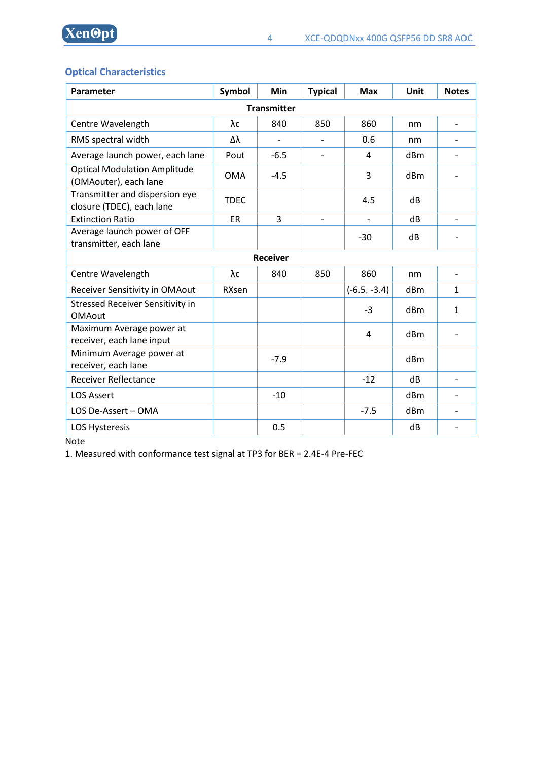## Optical Characteristics

| Parameter | Symbol | Min | Typical | Max | Unit | Notes |
|---|---|---|---|---|---|---|
| **Transmitter** | | | | | | |
| Centre Wavelength | λc | 840 | 850 | 860 | nm | - |
| RMS spectral width | Δλ | - | - | 0.6 | nm | - |
| Average launch power, each lane | Pout | -6.5 | - | 4 | dBm | - |
| Optical Modulation Amplitude (OMAouter), each lane | OMA | -4.5 | | 3 | dBm | - |
| Transmitter and dispersion eye closure (TDEC), each lane | TDEC | | | 4.5 | dB | |
| Extinction Ratio | ER | 3 | - | - | dB | - |
| Average launch power of OFF transmitter, each lane | | | | -30 | dB | - |
| **Receiver** | | | | | | |
| Centre Wavelength | λc | 840 | 850 | 860 | nm | - |
| Receiver Sensitivity in OMAout | RXsen | | | (-6.5, -3.4) | dBm | 1 |
| Stressed Receiver Sensitivity in OMAout | | | | -3 | dBm | 1 |
| Maximum Average power at receiver, each lane input | | | | 4 | dBm | - |
| Minimum Average power at receiver, each lane | | -7.9 | | | dBm | |
| Receiver Reflectance | | | | -12 | dB | - |
| LOS Assert | | -10 | | | dBm | - |
| LOS De-Assert – OMA | | | | -7.5 | dBm | - |
| LOS Hysteresis | | 0.5 | | | dB | - |

Note

1. Measured with conformance test signal at TP3 for BER = 2.4E-4 Pre-FEC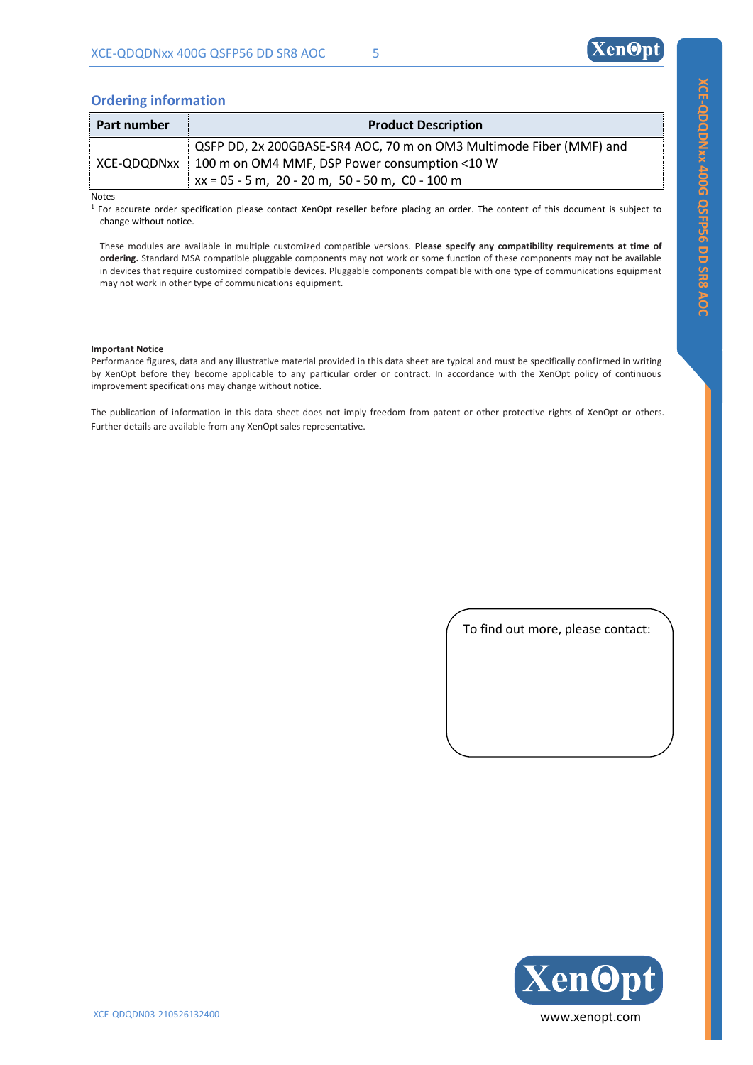## Ordering information

| Part number | Product Description |
|---|---|
| XCE-QDQDNxx | QSFP DD, 2x 200GBASE-SR4 AOC, 70 m on OM3 Multimode Fiber (MMF) and 100 m on OM4 MMF, DSP Power consumption <10 W<br>xx = 05 - 5 m, 20 - 20 m, 50 - 50 m, C0 - 100 m |

Notes

[1] For accurate order specification please contact XenOpt reseller before placing an order. The content of this document is subject to change without notice.

These modules are available in multiple customized compatible versions. **Please specify any compatibility requirements at time of ordering.** Standard MSA compatible pluggable components may not work or some function of these components may not be available in devices that require customized compatible devices. Pluggable components compatible with one type of communications equipment may not work in other type of communications equipment.

**Important Notice**

Performance figures, data and any illustrative material provided in this data sheet are typical and must be specifically confirmed in writing by XenOpt before they become applicable to any particular order or contract. In accordance with the XenOpt policy of continuous improvement specifications may change without notice.

The publication of information in this data sheet does not imply freedom from patent or other protective rights of XenOpt or others. Further details are available from any XenOpt sales representative.

To find out more, please contact:

XenOpt

www.xenopt.com

XCE-QDQDN03-210526132400